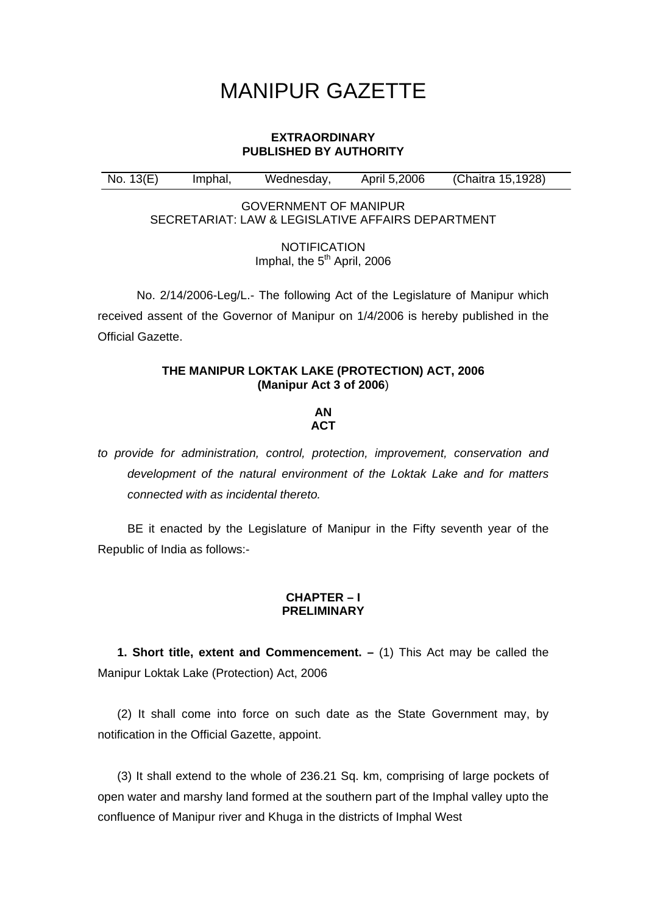# MANIPUR GAZETTE

**EXTRAORDINARY**
**PUBLISHED BY AUTHORITY**

| No. 13(E) | Imphal, | Wednesday, | April 5,2006 | (Chaitra 15,1928) |
|---|---|---|---|---|

GOVERNMENT OF MANIPUR
SECRETARIAT: LAW & LEGISLATIVE AFFAIRS DEPARTMENT

NOTIFICATION
Imphal, the 5th April, 2006

No. 2/14/2006-Leg/L.- The following Act of the Legislature of Manipur which received assent of the Governor of Manipur on 1/4/2006 is hereby published in the Official Gazette.

**THE MANIPUR LOKTAK LAKE (PROTECTION) ACT, 2006**
**(Manipur Act 3 of 2006**)

**AN**
**ACT**

*to provide for administration, control, protection, improvement, conservation and development of the natural environment of the Loktak Lake and for matters connected with as incidental thereto.*

BE it enacted by the Legislature of Manipur in the Fifty seventh year of the Republic of India as follows:-

**CHAPTER – I**
**PRELIMINARY**

**1. Short title, extent and Commencement. –** (1) This Act may be called the Manipur Loktak Lake (Protection) Act, 2006

(2) It shall come into force on such date as the State Government may, by notification in the Official Gazette, appoint.

(3) It shall extend to the whole of 236.21 Sq. km, comprising of large pockets of open water and marshy land formed at the southern part of the Imphal valley upto the confluence of Manipur river and Khuga in the districts of Imphal West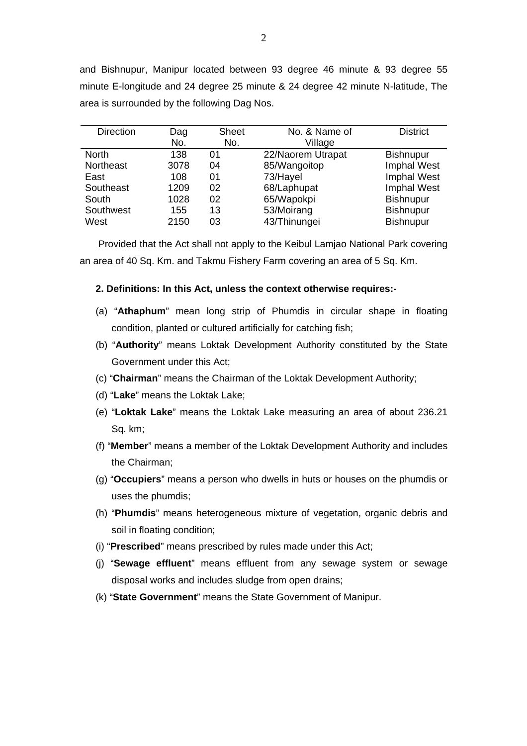and Bishnupur, Manipur located between 93 degree 46 minute & 93 degree 55 minute E-longitude and 24 degree 25 minute & 24 degree 42 minute N-latitude, The area is surrounded by the following Dag Nos.

| Direction | Dag No. | Sheet No. | No. & Name of Village | District |
|---|---|---|---|---|
| North | 138 | 01 | 22/Naorem Utrapat | Bishnupur |
| Northeast | 3078 | 04 | 85/Wangoitop | Imphal West |
| East | 108 | 01 | 73/Hayel | Imphal West |
| Southeast | 1209 | 02 | 68/Laphupat | Imphal West |
| South | 1028 | 02 | 65/Wapokpi | Bishnupur |
| Southwest | 155 | 13 | 53/Moirang | Bishnupur |
| West | 2150 | 03 | 43/Thinungei | Bishnupur |

Provided that the Act shall not apply to the Keibul Lamjao National Park covering an area of 40 Sq. Km. and Takmu Fishery Farm covering an area of 5 Sq. Km.

**2. Definitions: In this Act, unless the context otherwise requires:-**

(a) "**Athaphum**" mean long strip of Phumdis in circular shape in floating condition, planted or cultured artificially for catching fish;

(b) "**Authority**" means Loktak Development Authority constituted by the State Government under this Act;

(c) "**Chairman**" means the Chairman of the Loktak Development Authority;

(d) "**Lake**" means the Loktak Lake;

(e) "**Loktak Lake**" means the Loktak Lake measuring an area of about 236.21 Sq. km;

(f) "**Member**" means a member of the Loktak Development Authority and includes the Chairman;

(g) "**Occupiers**" means a person who dwells in huts or houses on the phumdis or uses the phumdis;

(h) "**Phumdis**" means heterogeneous mixture of vegetation, organic debris and soil in floating condition;

(i) "**Prescribed**" means prescribed by rules made under this Act;

(j) "**Sewage effluent**" means effluent from any sewage system or sewage disposal works and includes sludge from open drains;

(k) "**State Government**" means the State Government of Manipur.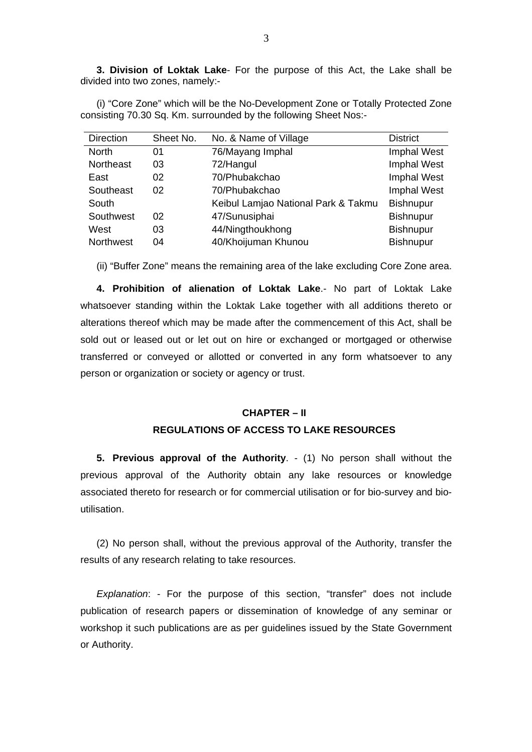**3. Division of Loktak Lake**- For the purpose of this Act, the Lake shall be divided into two zones, namely:-

(i) "Core Zone" which will be the No-Development Zone or Totally Protected Zone consisting 70.30 Sq. Km. surrounded by the following Sheet Nos:-

| Direction | Sheet No. | No. & Name of Village | District |
|---|---|---|---|
| North | 01 | 76/Mayang Imphal | Imphal West |
| Northeast | 03 | 72/Hangul | Imphal West |
| East | 02 | 70/Phubakchao | Imphal West |
| Southeast | 02 | 70/Phubakchao | Imphal West |
| South | | Keibul Lamjao National Park & Takmu | Bishnupur |
| Southwest | 02 | 47/Sunusiphai | Bishnupur |
| West | 03 | 44/Ningthoukhong | Bishnupur |
| Northwest | 04 | 40/Khoijuman Khunou | Bishnupur |

(ii) "Buffer Zone" means the remaining area of the lake excluding Core Zone area.

**4. Prohibition of alienation of Loktak Lake**.- No part of Loktak Lake whatsoever standing within the Loktak Lake together with all additions thereto or alterations thereof which may be made after the commencement of this Act, shall be sold out or leased out or let out on hire or exchanged or mortgaged or otherwise transferred or conveyed or allotted or converted in any form whatsoever to any person or organization or society or agency or trust.

## CHAPTER – II

## REGULATIONS OF ACCESS TO LAKE RESOURCES

**5. Previous approval of the Authority**. - (1) No person shall without the previous approval of the Authority obtain any lake resources or knowledge associated thereto for research or for commercial utilisation or for bio-survey and bio-utilisation.

(2) No person shall, without the previous approval of the Authority, transfer the results of any research relating to take resources.

*Explanation*: - For the purpose of this section, "transfer" does not include publication of research papers or dissemination of knowledge of any seminar or workshop it such publications are as per guidelines issued by the State Government or Authority.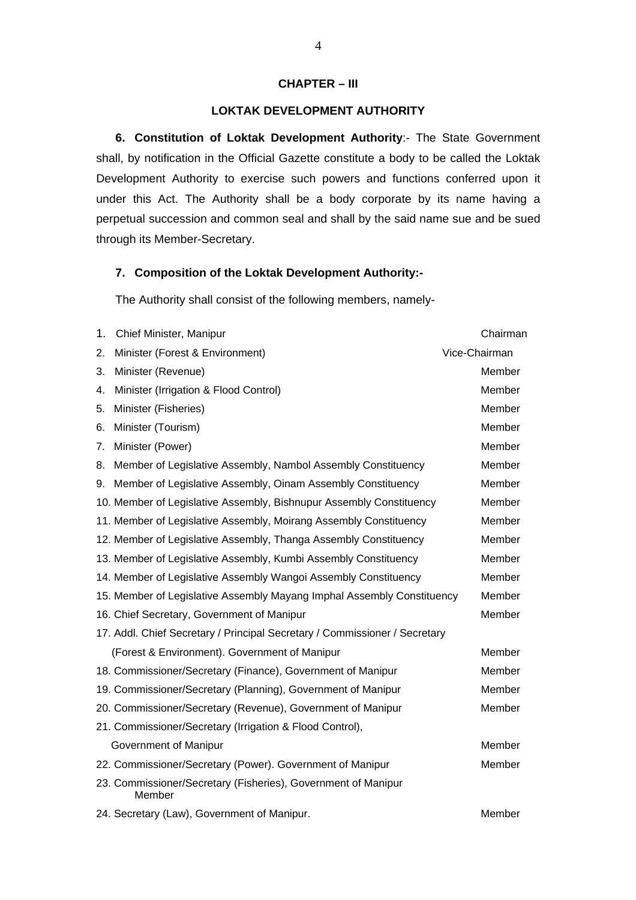## CHAPTER – III

## LOKTAK DEVELOPMENT AUTHORITY

**6. Constitution of Loktak Development Authority**:- The State Government shall, by notification in the Official Gazette constitute a body to be called the Loktak Development Authority to exercise such powers and functions conferred upon it under this Act. The Authority shall be a body corporate by its name having a perpetual succession and common seal and shall by the said name sue and be sued through its Member-Secretary.

**7. Composition of the Loktak Development Authority:-**

The Authority shall consist of the following members, namely-

| | | |
|---|---|---|
| 1. | Chief Minister, Manipur | Chairman |
| 2. | Minister (Forest & Environment) | Vice-Chairman |
| 3. | Minister (Revenue) | Member |
| 4. | Minister (Irrigation & Flood Control) | Member |
| 5. | Minister (Fisheries) | Member |
| 6. | Minister (Tourism) | Member |
| 7. | Minister (Power) | Member |
| 8. | Member of Legislative Assembly, Nambol Assembly Constituency | Member |
| 9. | Member of Legislative Assembly, Oinam Assembly Constituency | Member |
| 10. | Member of Legislative Assembly, Bishnupur Assembly Constituency | Member |
| 11. | Member of Legislative Assembly, Moirang Assembly Constituency | Member |
| 12. | Member of Legislative Assembly, Thanga Assembly Constituency | Member |
| 13. | Member of Legislative Assembly, Kumbi Assembly Constituency | Member |
| 14. | Member of Legislative Assembly Wangoi Assembly Constituency | Member |
| 15. | Member of Legislative Assembly Mayang Imphal Assembly Constituency | Member |
| 16. | Chief Secretary, Government of Manipur | Member |
| 17. | Addl. Chief Secretary / Principal Secretary / Commissioner / Secretary (Forest & Environment). Government of Manipur | Member |
| 18. | Commissioner/Secretary (Finance), Government of Manipur | Member |
| 19. | Commissioner/Secretary (Planning), Government of Manipur | Member |
| 20. | Commissioner/Secretary (Revenue), Government of Manipur | Member |
| 21. | Commissioner/Secretary (Irrigation & Flood Control), Government of Manipur | Member |
| 22. | Commissioner/Secretary (Power). Government of Manipur | Member |
| 23. | Commissioner/Secretary (Fisheries), Government of Manipur | Member |
| 24. | Secretary (Law), Government of Manipur. | Member |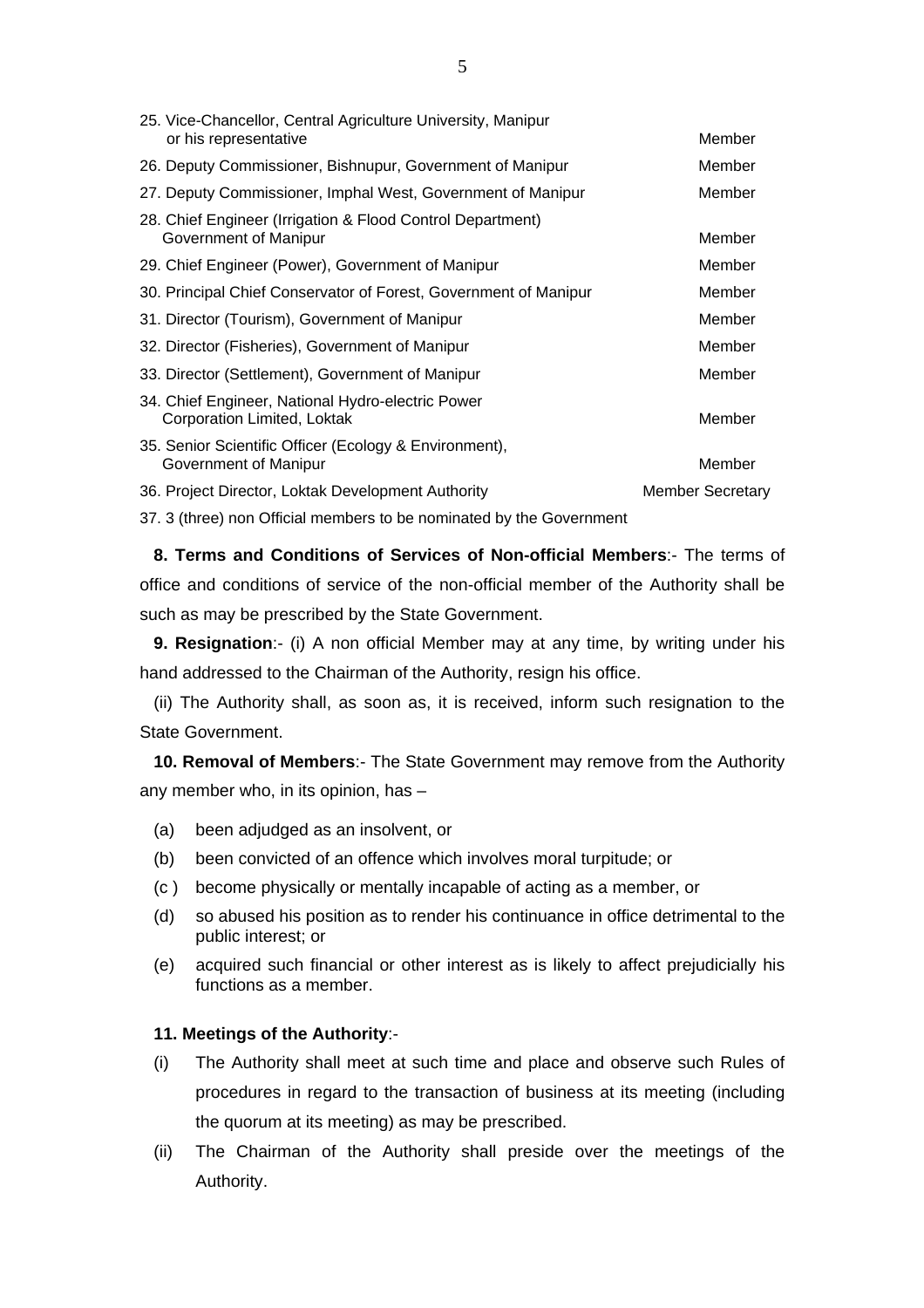| | |
|---|---|
| 25. Vice-Chancellor, Central Agriculture University, Manipur or his representative | Member |
| 26. Deputy Commissioner, Bishnupur, Government of Manipur | Member |
| 27. Deputy Commissioner, Imphal West, Government of Manipur | Member |
| 28. Chief Engineer (Irrigation & Flood Control Department) Government of Manipur | Member |
| 29. Chief Engineer (Power), Government of Manipur | Member |
| 30. Principal Chief Conservator of Forest, Government of Manipur | Member |
| 31. Director (Tourism), Government of Manipur | Member |
| 32. Director (Fisheries), Government of Manipur | Member |
| 33. Director (Settlement), Government of Manipur | Member |
| 34. Chief Engineer, National Hydro-electric Power Corporation Limited, Loktak | Member |
| 35. Senior Scientific Officer (Ecology & Environment), Government of Manipur | Member |
| 36. Project Director, Loktak Development Authority | Member Secretary |

37. 3 (three) non Official members to be nominated by the Government

**8. Terms and Conditions of Services of Non-official Members**:- The terms of office and conditions of service of the non-official member of the Authority shall be such as may be prescribed by the State Government.

**9. Resignation**:- (i) A non official Member may at any time, by writing under his hand addressed to the Chairman of the Authority, resign his office.

(ii) The Authority shall, as soon as, it is received, inform such resignation to the State Government.

**10. Removal of Members**:- The State Government may remove from the Authority any member who, in its opinion, has –

(a) been adjudged as an insolvent, or

(b) been convicted of an offence which involves moral turpitude; or

(c ) become physically or mentally incapable of acting as a member, or

(d) so abused his position as to render his continuance in office detrimental to the public interest; or

(e) acquired such financial or other interest as is likely to affect prejudicially his functions as a member.

**11. Meetings of the Authority**:-

(i) The Authority shall meet at such time and place and observe such Rules of procedures in regard to the transaction of business at its meeting (including the quorum at its meeting) as may be prescribed.

(ii) The Chairman of the Authority shall preside over the meetings of the Authority.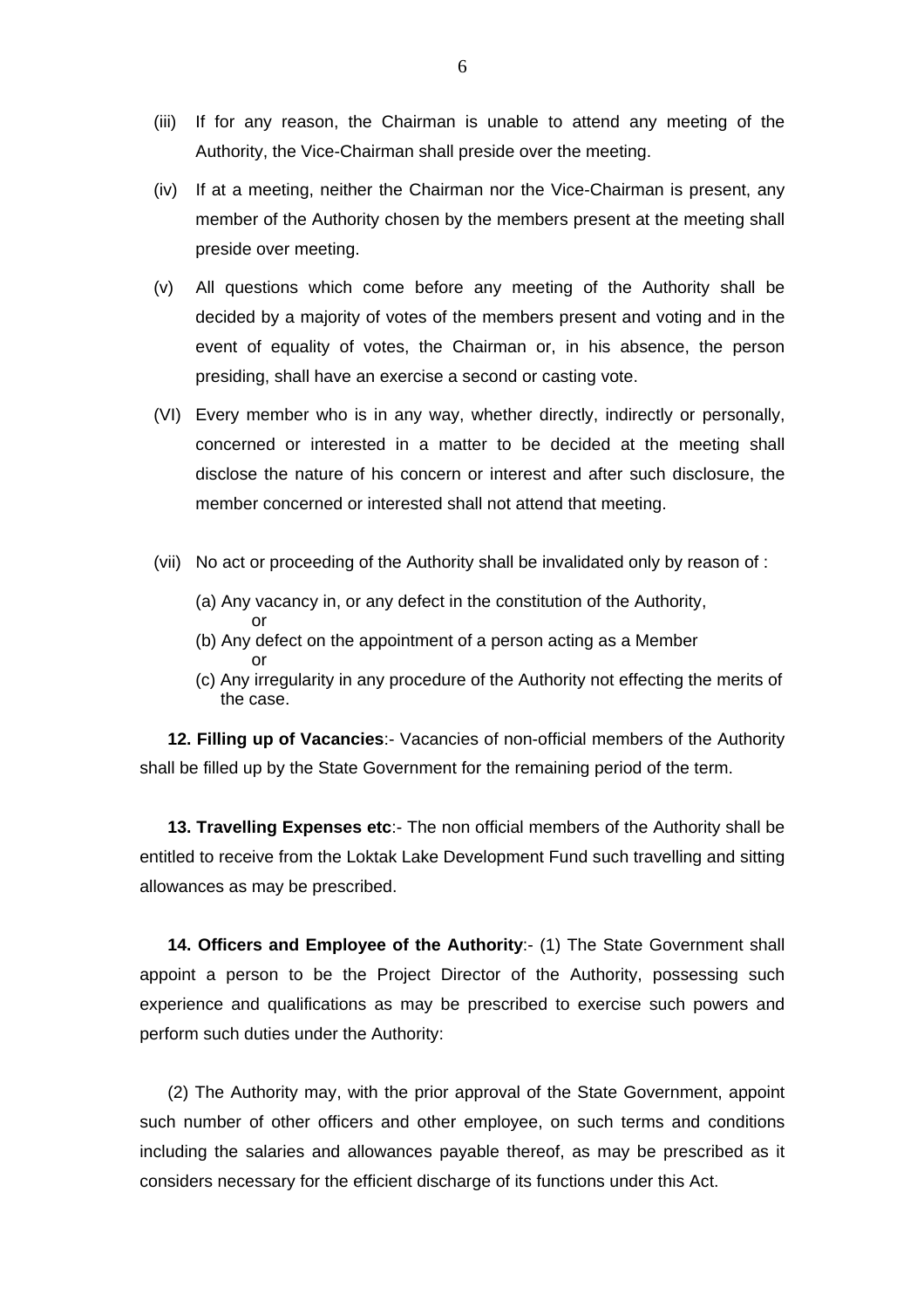(iii) If for any reason, the Chairman is unable to attend any meeting of the Authority, the Vice-Chairman shall preside over the meeting.

(iv) If at a meeting, neither the Chairman nor the Vice-Chairman is present, any member of the Authority chosen by the members present at the meeting shall preside over meeting.

(v) All questions which come before any meeting of the Authority shall be decided by a majority of votes of the members present and voting and in the event of equality of votes, the Chairman or, in his absence, the person presiding, shall have an exercise a second or casting vote.

(VI) Every member who is in any way, whether directly, indirectly or personally, concerned or interested in a matter to be decided at the meeting shall disclose the nature of his concern or interest and after such disclosure, the member concerned or interested shall not attend that meeting.

(vii) No act or proceeding of the Authority shall be invalidated only by reason of :

(a) Any vacancy in, or any defect in the constitution of the Authority,
    or
(b) Any defect on the appointment of a person acting as a Member
    or
(c) Any irregularity in any procedure of the Authority not effecting the merits of the case.

**12. Filling up of Vacancies**:- Vacancies of non-official members of the Authority shall be filled up by the State Government for the remaining period of the term.

**13. Travelling Expenses etc**:- The non official members of the Authority shall be entitled to receive from the Loktak Lake Development Fund such travelling and sitting allowances as may be prescribed.

**14. Officers and Employee of the Authority**:- (1) The State Government shall appoint a person to be the Project Director of the Authority, possessing such experience and qualifications as may be prescribed to exercise such powers and perform such duties under the Authority:

(2) The Authority may, with the prior approval of the State Government, appoint such number of other officers and other employee, on such terms and conditions including the salaries and allowances payable thereof, as may be prescribed as it considers necessary for the efficient discharge of its functions under this Act.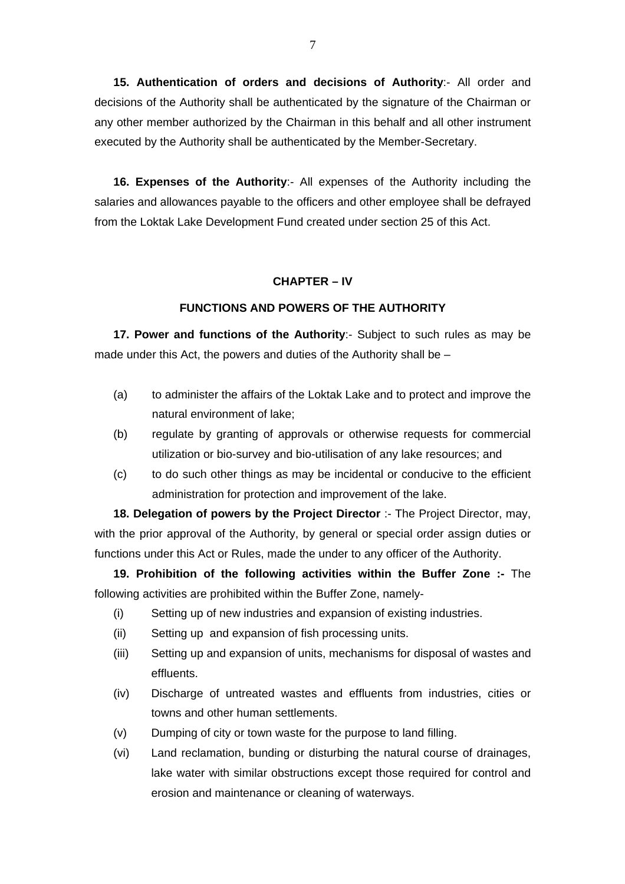**15. Authentication of orders and decisions of Authority**:- All order and decisions of the Authority shall be authenticated by the signature of the Chairman or any other member authorized by the Chairman in this behalf and all other instrument executed by the Authority shall be authenticated by the Member-Secretary.

**16. Expenses of the Authority**:- All expenses of the Authority including the salaries and allowances payable to the officers and other employee shall be defrayed from the Loktak Lake Development Fund created under section 25 of this Act.

## CHAPTER – IV

## FUNCTIONS AND POWERS OF THE AUTHORITY

**17. Power and functions of the Authority**:- Subject to such rules as may be made under this Act, the powers and duties of the Authority shall be –

(a) to administer the affairs of the Loktak Lake and to protect and improve the natural environment of lake;

(b) regulate by granting of approvals or otherwise requests for commercial utilization or bio-survey and bio-utilisation of any lake resources; and

(c) to do such other things as may be incidental or conducive to the efficient administration for protection and improvement of the lake.

**18. Delegation of powers by the Project Director** :- The Project Director, may, with the prior approval of the Authority, by general or special order assign duties or functions under this Act or Rules, made the under to any officer of the Authority.

**19. Prohibition of the following activities within the Buffer Zone :-** The following activities are prohibited within the Buffer Zone, namely-

(i) Setting up of new industries and expansion of existing industries.

(ii) Setting up and expansion of fish processing units.

(iii) Setting up and expansion of units, mechanisms for disposal of wastes and effluents.

(iv) Discharge of untreated wastes and effluents from industries, cities or towns and other human settlements.

(v) Dumping of city or town waste for the purpose to land filling.

(vi) Land reclamation, bunding or disturbing the natural course of drainages, lake water with similar obstructions except those required for control and erosion and maintenance or cleaning of waterways.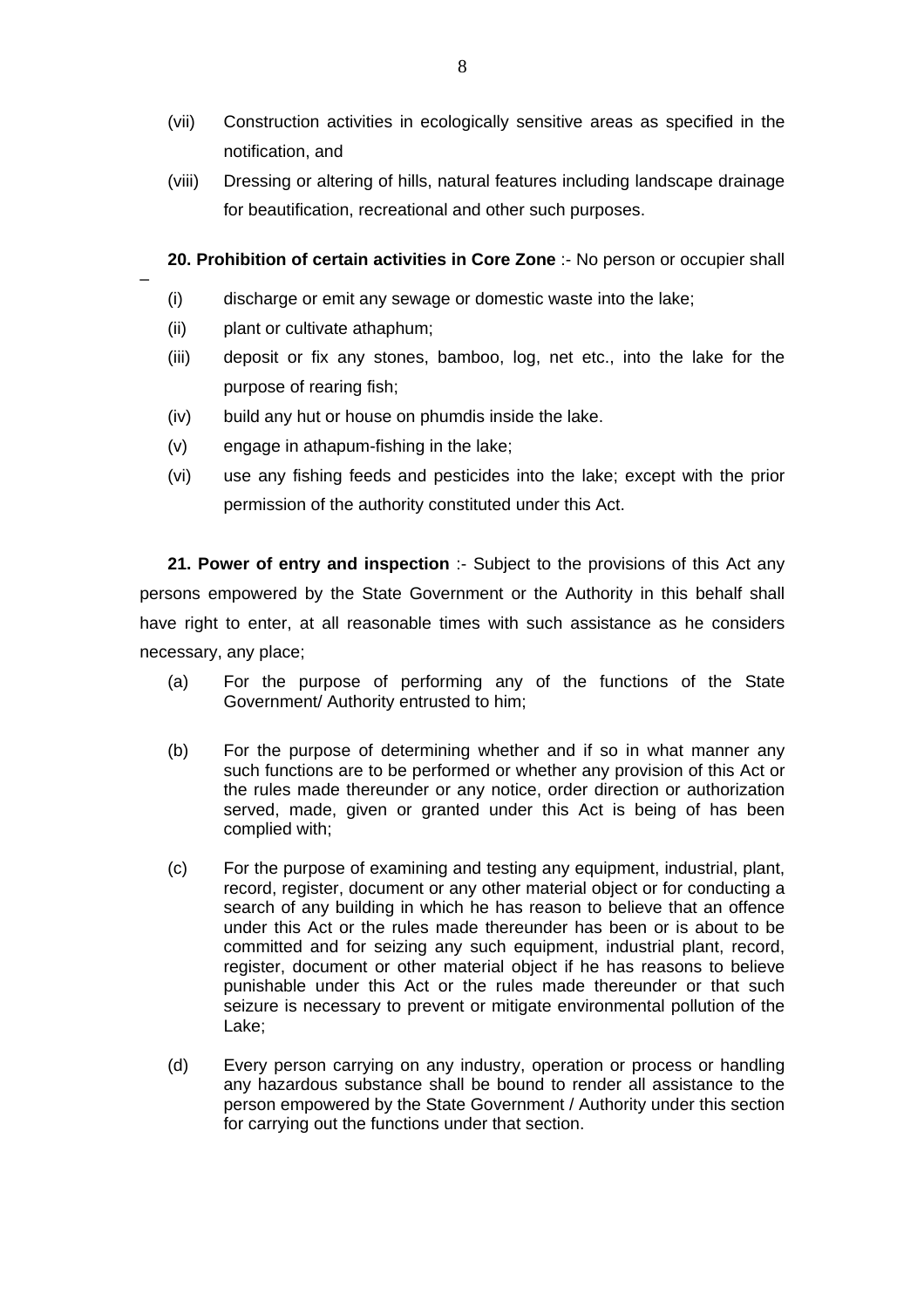(vii) Construction activities in ecologically sensitive areas as specified in the notification, and

(viii) Dressing or altering of hills, natural features including landscape drainage for beautification, recreational and other such purposes.

**20. Prohibition of certain activities in Core Zone** :- No person or occupier shall –

(i) discharge or emit any sewage or domestic waste into the lake;

(ii) plant or cultivate athaphum;

(iii) deposit or fix any stones, bamboo, log, net etc., into the lake for the purpose of rearing fish;

(iv) build any hut or house on phumdis inside the lake.

(v) engage in athapum-fishing in the lake;

(vi) use any fishing feeds and pesticides into the lake; except with the prior permission of the authority constituted under this Act.

**21. Power of entry and inspection** :- Subject to the provisions of this Act any persons empowered by the State Government or the Authority in this behalf shall have right to enter, at all reasonable times with such assistance as he considers necessary, any place;

(a) For the purpose of performing any of the functions of the State Government/ Authority entrusted to him;

(b) For the purpose of determining whether and if so in what manner any such functions are to be performed or whether any provision of this Act or the rules made thereunder or any notice, order direction or authorization served, made, given or granted under this Act is being of has been complied with;

(c) For the purpose of examining and testing any equipment, industrial, plant, record, register, document or any other material object or for conducting a search of any building in which he has reason to believe that an offence under this Act or the rules made thereunder has been or is about to be committed and for seizing any such equipment, industrial plant, record, register, document or other material object if he has reasons to believe punishable under this Act or the rules made thereunder or that such seizure is necessary to prevent or mitigate environmental pollution of the Lake;

(d) Every person carrying on any industry, operation or process or handling any hazardous substance shall be bound to render all assistance to the person empowered by the State Government / Authority under this section for carrying out the functions under that section.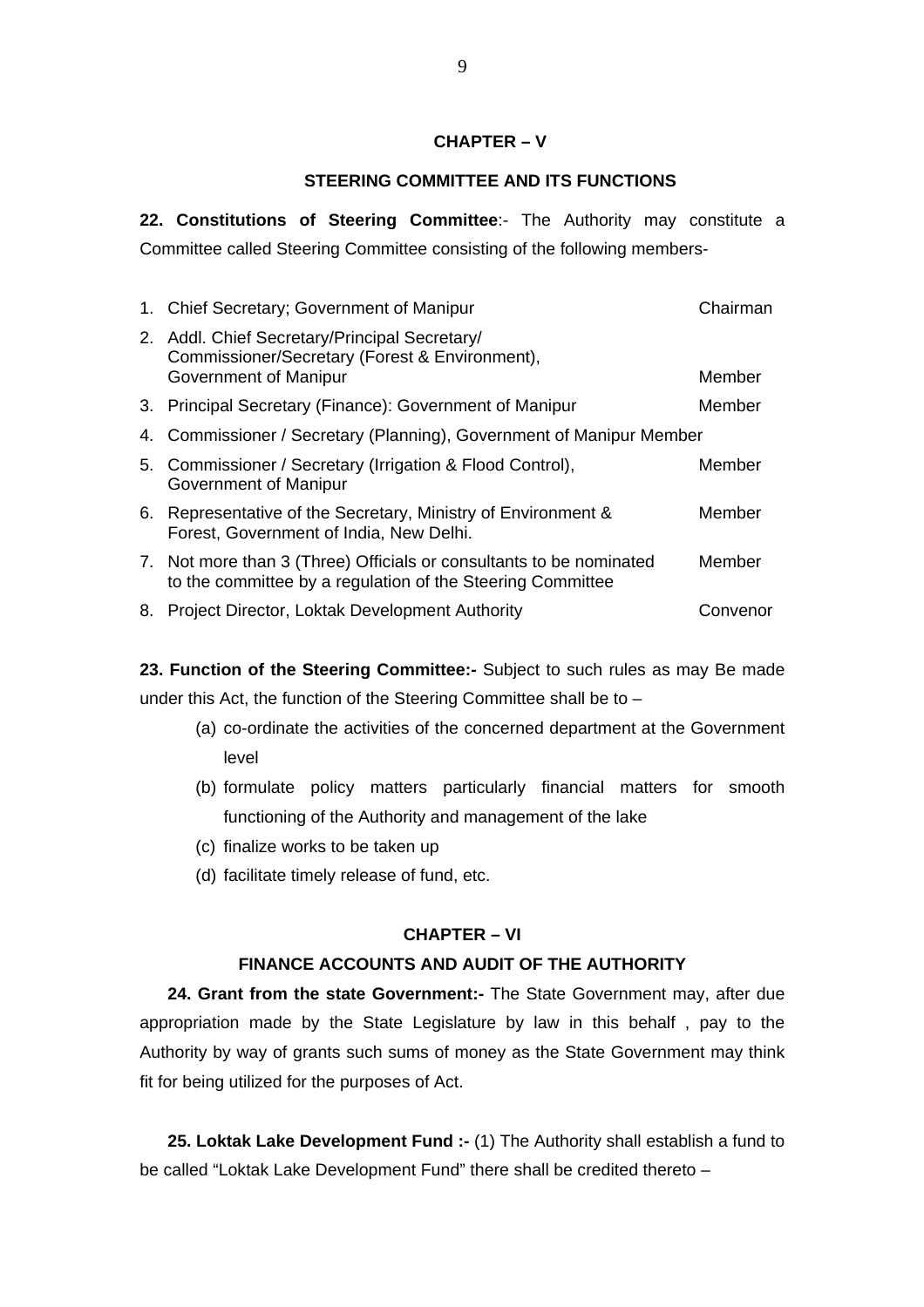## CHAPTER – V

### STEERING COMMITTEE AND ITS FUNCTIONS

**22. Constitutions of Steering Committee**:- The Authority may constitute a Committee called Steering Committee consisting of the following members-

| | | |
|---|---|---|
| 1. | Chief Secretary; Government of Manipur | Chairman |
| 2. | Addl. Chief Secretary/Principal Secretary/ Commissioner/Secretary (Forest & Environment), Government of Manipur | Member |
| 3. | Principal Secretary (Finance): Government of Manipur | Member |
| 4. | Commissioner / Secretary (Planning), Government of Manipur | Member |
| 5. | Commissioner / Secretary (Irrigation & Flood Control), Government of Manipur | Member |
| 6. | Representative of the Secretary, Ministry of Environment & Forest, Government of India, New Delhi. | Member |
| 7. | Not more than 3 (Three) Officials or consultants to be nominated to the committee by a regulation of the Steering Committee | Member |
| 8. | Project Director, Loktak Development Authority | Convenor |

**23. Function of the Steering Committee:-** Subject to such rules as may Be made under this Act, the function of the Steering Committee shall be to –

(a) co-ordinate the activities of the concerned department at the Government level

(b) formulate policy matters particularly financial matters for smooth functioning of the Authority and management of the lake

(c) finalize works to be taken up

(d) facilitate timely release of fund, etc.

## CHAPTER – VI

### FINANCE ACCOUNTS AND AUDIT OF THE AUTHORITY

**24. Grant from the state Government:-** The State Government may, after due appropriation made by the State Legislature by law in this behalf , pay to the Authority by way of grants such sums of money as the State Government may think fit for being utilized for the purposes of Act.

**25. Loktak Lake Development Fund :-** (1) The Authority shall establish a fund to be called "Loktak Lake Development Fund" there shall be credited thereto –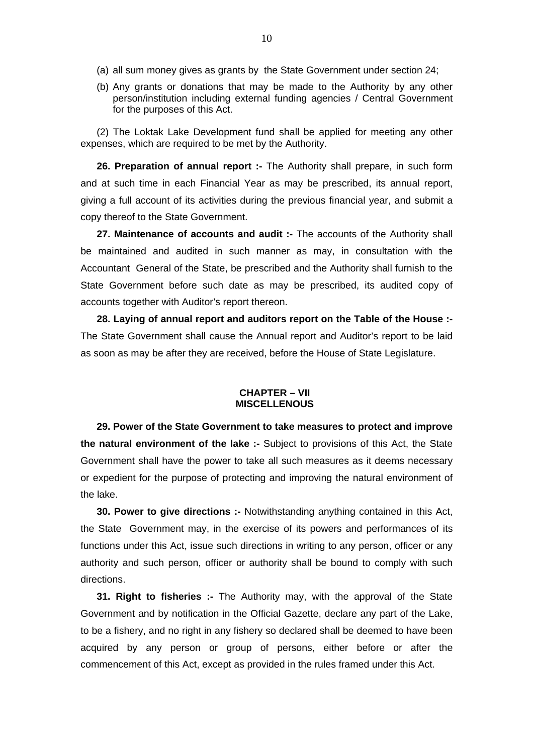(a) all sum money gives as grants by the State Government under section 24;

(b) Any grants or donations that may be made to the Authority by any other person/institution including external funding agencies / Central Government for the purposes of this Act.

(2) The Loktak Lake Development fund shall be applied for meeting any other expenses, which are required to be met by the Authority.

**26. Preparation of annual report :-** The Authority shall prepare, in such form and at such time in each Financial Year as may be prescribed, its annual report, giving a full account of its activities during the previous financial year, and submit a copy thereof to the State Government.

**27. Maintenance of accounts and audit :-** The accounts of the Authority shall be maintained and audited in such manner as may, in consultation with the Accountant General of the State, be prescribed and the Authority shall furnish to the State Government before such date as may be prescribed, its audited copy of accounts together with Auditor's report thereon.

**28. Laying of annual report and auditors report on the Table of the House :-** The State Government shall cause the Annual report and Auditor's report to be laid as soon as may be after they are received, before the House of State Legislature.

## CHAPTER – VII
## MISCELLENOUS

**29. Power of the State Government to take measures to protect and improve the natural environment of the lake :-** Subject to provisions of this Act, the State Government shall have the power to take all such measures as it deems necessary or expedient for the purpose of protecting and improving the natural environment of the lake.

**30. Power to give directions :-** Notwithstanding anything contained in this Act, the State Government may, in the exercise of its powers and performances of its functions under this Act, issue such directions in writing to any person, officer or any authority and such person, officer or authority shall be bound to comply with such directions.

**31. Right to fisheries :-** The Authority may, with the approval of the State Government and by notification in the Official Gazette, declare any part of the Lake, to be a fishery, and no right in any fishery so declared shall be deemed to have been acquired by any person or group of persons, either before or after the commencement of this Act, except as provided in the rules framed under this Act.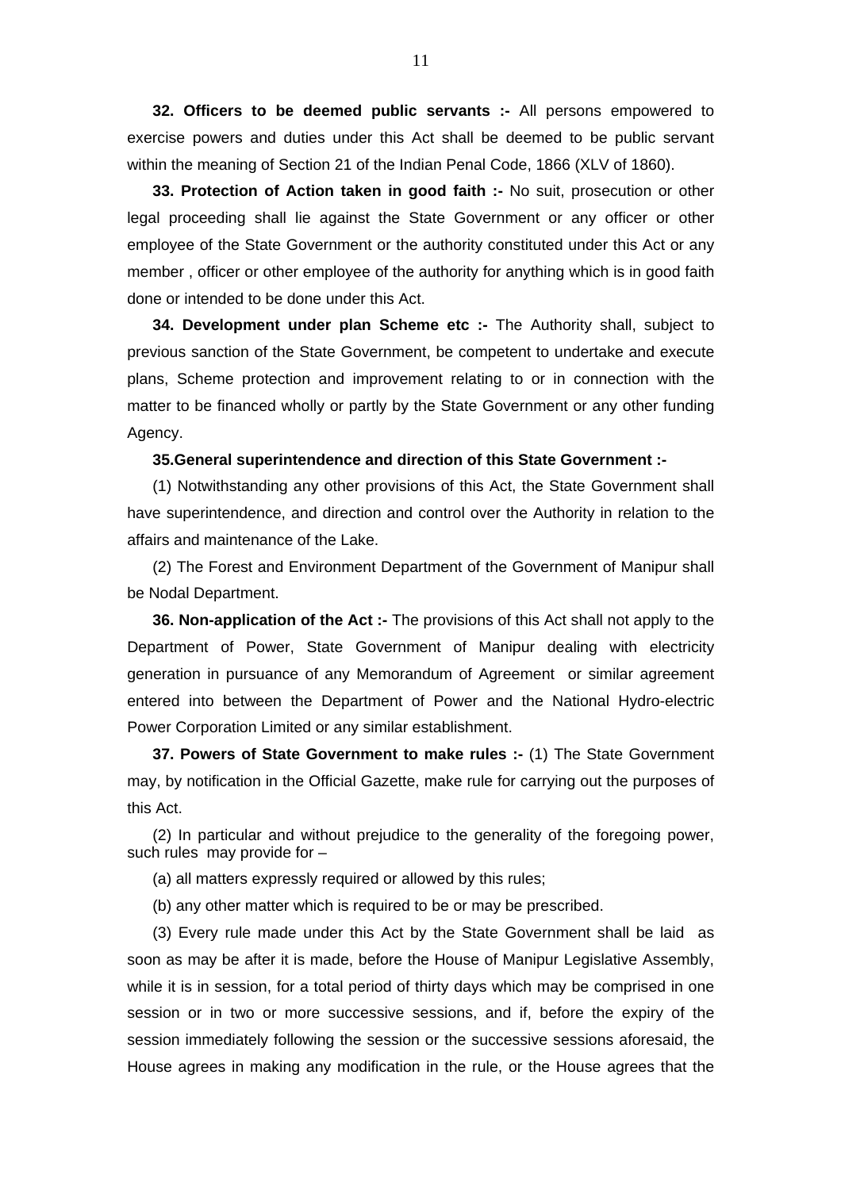**32. Officers to be deemed public servants :-** All persons empowered to exercise powers and duties under this Act shall be deemed to be public servant within the meaning of Section 21 of the Indian Penal Code, 1866 (XLV of 1860).

**33. Protection of Action taken in good faith :-** No suit, prosecution or other legal proceeding shall lie against the State Government or any officer or other employee of the State Government or the authority constituted under this Act or any member , officer or other employee of the authority for anything which is in good faith done or intended to be done under this Act.

**34. Development under plan Scheme etc :-** The Authority shall, subject to previous sanction of the State Government, be competent to undertake and execute plans, Scheme protection and improvement relating to or in connection with the matter to be financed wholly or partly by the State Government or any other funding Agency.

**35.General superintendence and direction of this State Government :-**

(1) Notwithstanding any other provisions of this Act, the State Government shall have superintendence, and direction and control over the Authority in relation to the affairs and maintenance of the Lake.

(2) The Forest and Environment Department of the Government of Manipur shall be Nodal Department.

**36. Non-application of the Act :-** The provisions of this Act shall not apply to the Department of Power, State Government of Manipur dealing with electricity generation in pursuance of any Memorandum of Agreement or similar agreement entered into between the Department of Power and the National Hydro-electric Power Corporation Limited or any similar establishment.

**37. Powers of State Government to make rules :-** (1) The State Government may, by notification in the Official Gazette, make rule for carrying out the purposes of this Act.

(2) In particular and without prejudice to the generality of the foregoing power, such rules may provide for –

(a) all matters expressly required or allowed by this rules;

(b) any other matter which is required to be or may be prescribed.

(3) Every rule made under this Act by the State Government shall be laid as soon as may be after it is made, before the House of Manipur Legislative Assembly, while it is in session, for a total period of thirty days which may be comprised in one session or in two or more successive sessions, and if, before the expiry of the session immediately following the session or the successive sessions aforesaid, the House agrees in making any modification in the rule, or the House agrees that the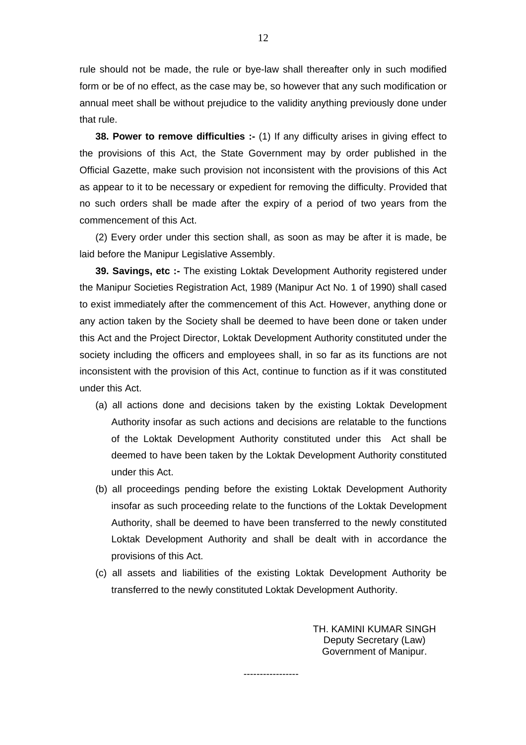rule should not be made, the rule or bye-law shall thereafter only in such modified form or be of no effect, as the case may be, so however that any such modification or annual meet shall be without prejudice to the validity anything previously done under that rule.

**38. Power to remove difficulties :-** (1) If any difficulty arises in giving effect to the provisions of this Act, the State Government may by order published in the Official Gazette, make such provision not inconsistent with the provisions of this Act as appear to it to be necessary or expedient for removing the difficulty. Provided that no such orders shall be made after the expiry of a period of two years from the commencement of this Act.

(2) Every order under this section shall, as soon as may be after it is made, be laid before the Manipur Legislative Assembly.

**39. Savings, etc :-** The existing Loktak Development Authority registered under the Manipur Societies Registration Act, 1989 (Manipur Act No. 1 of 1990) shall cased to exist immediately after the commencement of this Act. However, anything done or any action taken by the Society shall be deemed to have been done or taken under this Act and the Project Director, Loktak Development Authority constituted under the society including the officers and employees shall, in so far as its functions are not inconsistent with the provision of this Act, continue to function as if it was constituted under this Act.

(a) all actions done and decisions taken by the existing Loktak Development Authority insofar as such actions and decisions are relatable to the functions of the Loktak Development Authority constituted under this Act shall be deemed to have been taken by the Loktak Development Authority constituted under this Act.

(b) all proceedings pending before the existing Loktak Development Authority insofar as such proceeding relate to the functions of the Loktak Development Authority, shall be deemed to have been transferred to the newly constituted Loktak Development Authority and shall be dealt with in accordance the provisions of this Act.

(c) all assets and liabilities of the existing Loktak Development Authority be transferred to the newly constituted Loktak Development Authority.

TH. KAMINI KUMAR SINGH
Deputy Secretary (Law)
Government of Manipur.

-----------------